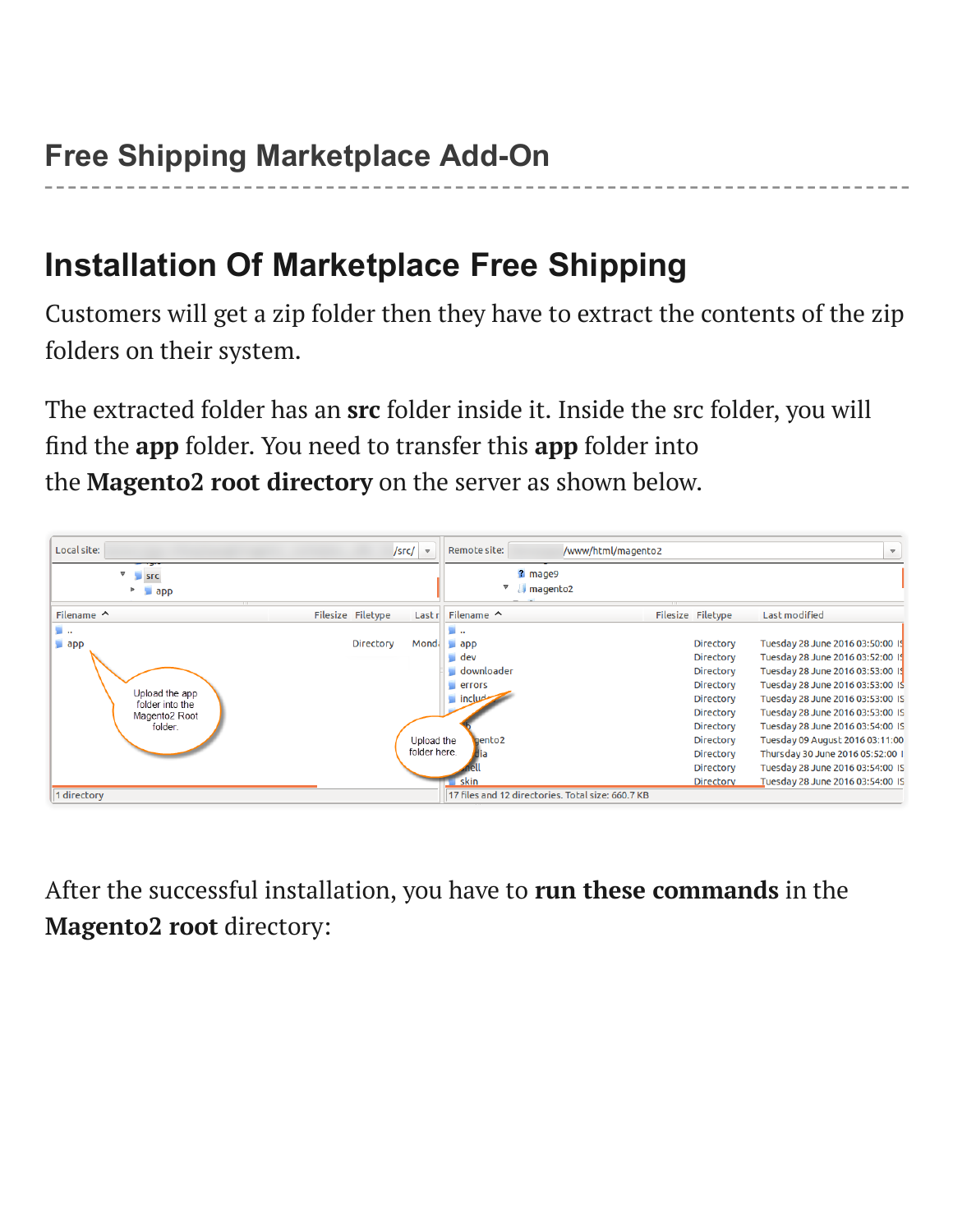# Free Shipping Marketplace Add-On

## Installation Of Marketplace Free Shipping

Customers will get a zip folder then they have to extract the contents of the zip folders on their system.

The extracted folder has an **src** folder inside it. Inside the src folder, you will find the **app** folder. You need to transfer this **app** folder into the **Magento2 root directory** on the server as shown below.

After the successful installation, you have to **run these commands** in the **Magento2 root** directory: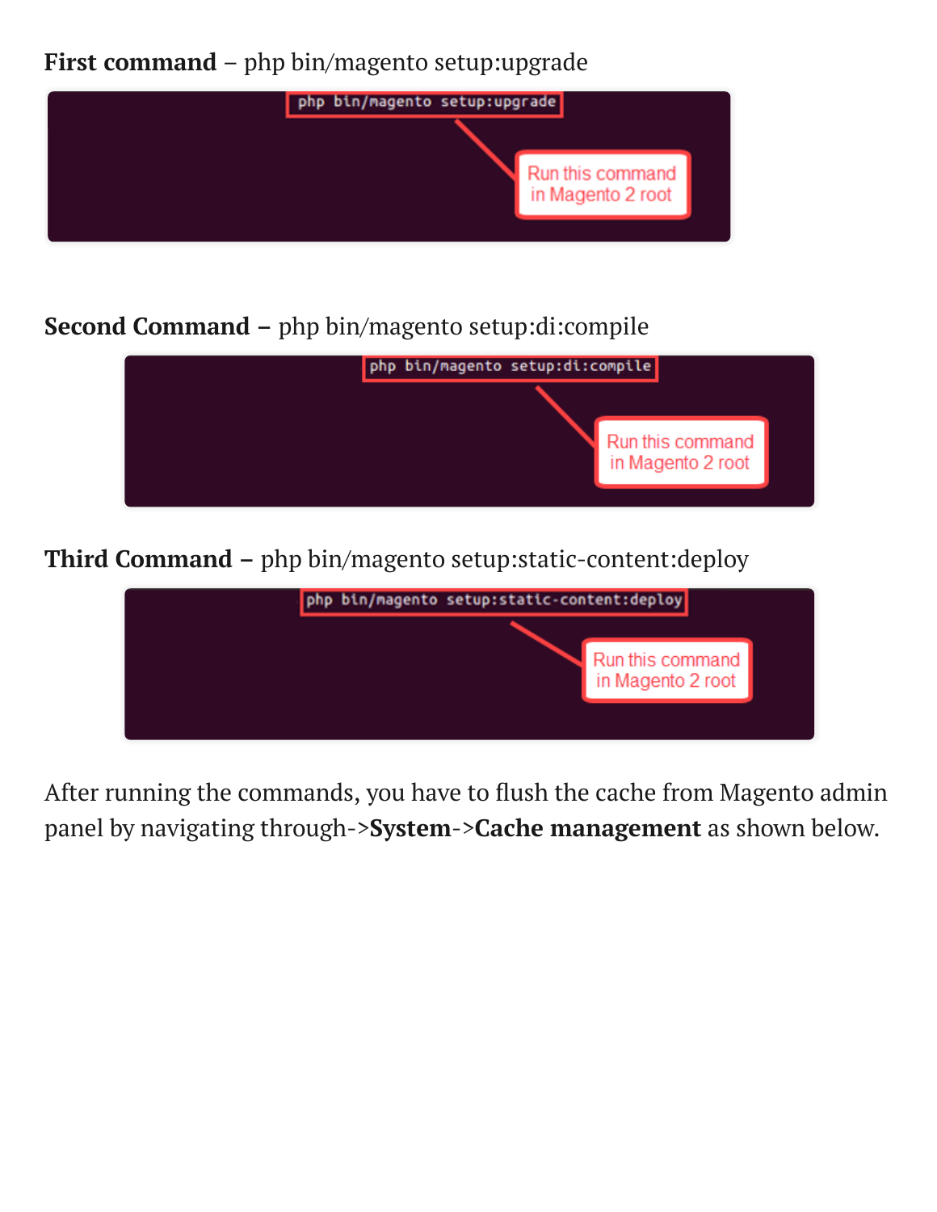**First command** – php bin/magento setup:upgrade

```
php bin/magento setup:upgrade
```

Run this command in Magento 2 root

**Second Command –** php bin/magento setup:di:compile

```
php bin/magento setup:di:compile
```

Run this command in Magento 2 root

**Third Command –** php bin/magento setup:static-content:deploy

```
php bin/magento setup:static-content:deploy
```

Run this command in Magento 2 root

After running the commands, you have to flush the cache from Magento admin panel by navigating through->**System**->**Cache management** as shown below.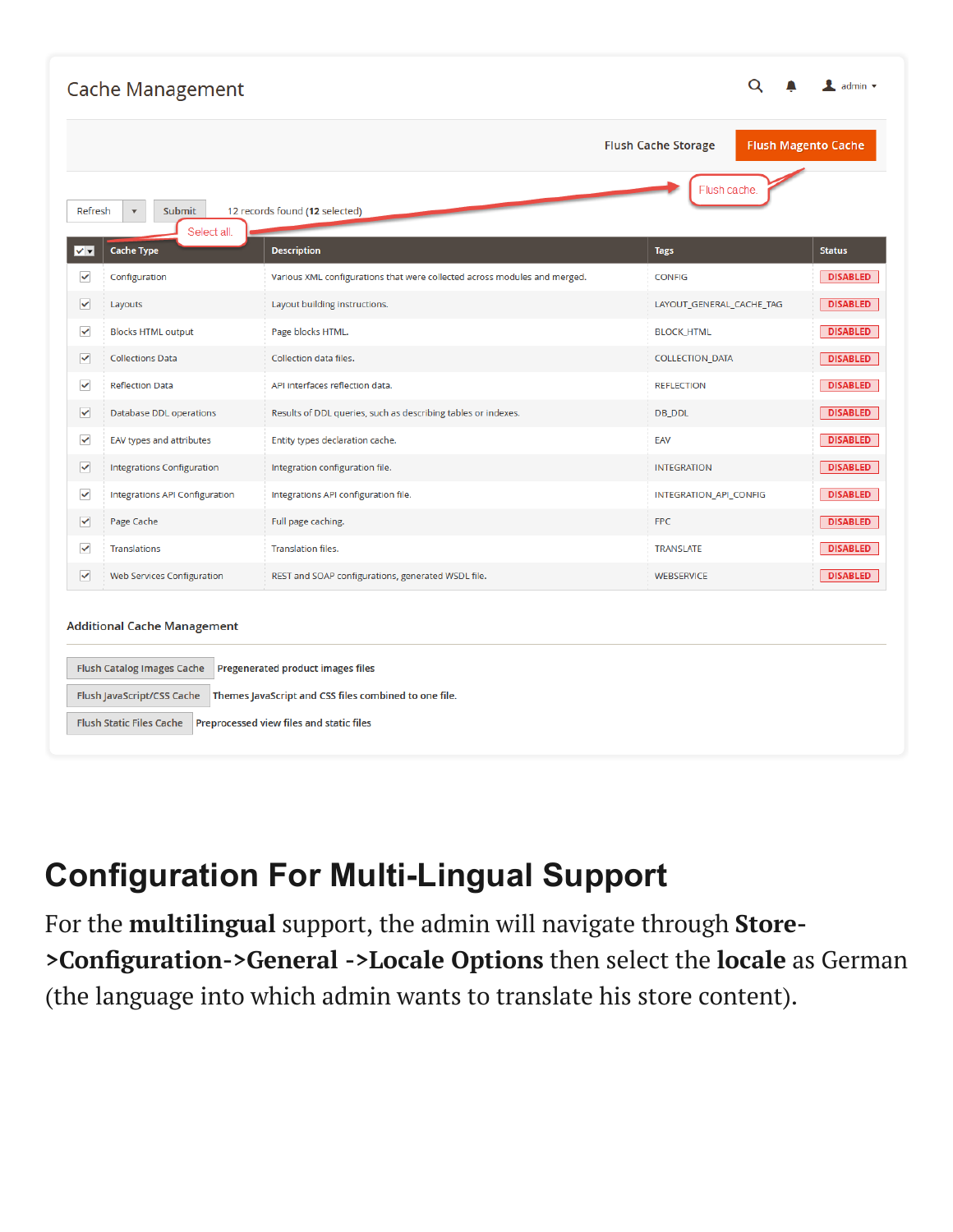# Cache Management

Flush Cache Storage | Flush Magento Cache

Flush cache.

Refresh | Submit | 12 records found (12 selected)

Select all.

| | Cache Type | Description | Tags | Status |
|---|---|---|---|---|
| ☑ | Configuration | Various XML configurations that were collected across modules and merged. | CONFIG | DISABLED |
| ☑ | Layouts | Layout building instructions. | LAYOUT_GENERAL_CACHE_TAG | DISABLED |
| ☑ | Blocks HTML output | Page blocks HTML. | BLOCK_HTML | DISABLED |
| ☑ | Collections Data | Collection data files. | COLLECTION_DATA | DISABLED |
| ☑ | Reflection Data | API interfaces reflection data. | REFLECTION | DISABLED |
| ☑ | Database DDL operations | Results of DDL queries, such as describing tables or indexes. | DB_DDL | DISABLED |
| ☑ | EAV types and attributes | Entity types declaration cache. | EAV | DISABLED |
| ☑ | Integrations Configuration | Integration configuration file. | INTEGRATION | DISABLED |
| ☑ | Integrations API Configuration | Integrations API configuration file. | INTEGRATION_API_CONFIG | DISABLED |
| ☑ | Page Cache | Full page caching. | FPC | DISABLED |
| ☑ | Translations | Translation files. | TRANSLATE | DISABLED |
| ☑ | Web Services Configuration | REST and SOAP configurations, generated WSDL file. | WEBSERVICE | DISABLED |

**Additional Cache Management**

| | |
|---|---|
| Flush Catalog Images Cache | Pregenerated product images files |
| Flush JavaScript/CSS Cache | Themes JavaScript and CSS files combined to one file. |
| Flush Static Files Cache | Preprocessed view files and static files |

## Configuration For Multi-Lingual Support

For the **multilingual** support, the admin will navigate through **Store->Configuration->General ->Locale Options** then select the **locale** as German (the language into which admin wants to translate his store content).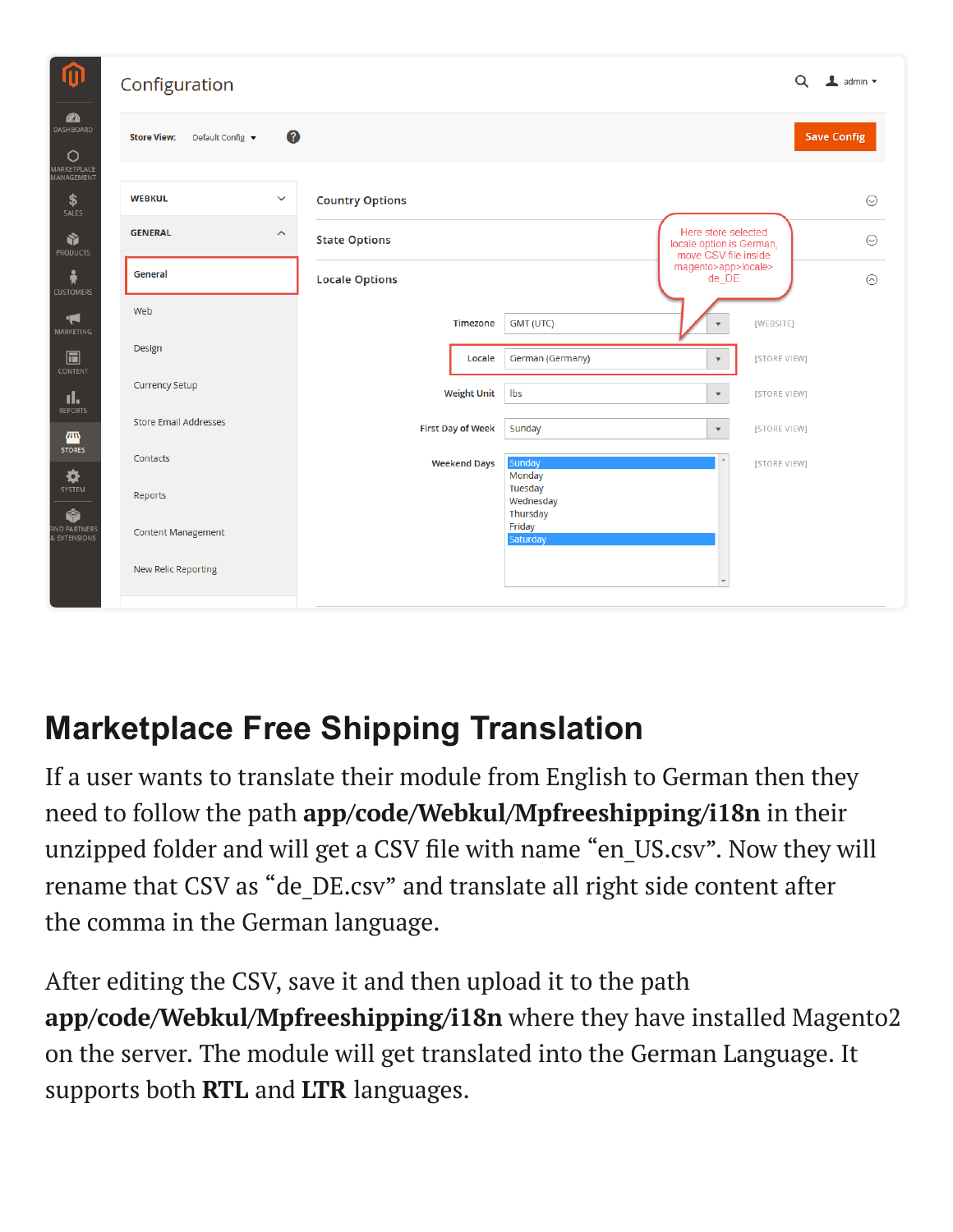## Marketplace Free Shipping Translation

If a user wants to translate their module from English to German then they need to follow the path **app/code/Webkul/Mpfreeshipping/i18n** in their unzipped folder and will get a CSV file with name "en_US.csv". Now they will rename that CSV as "de_DE.csv" and translate all right side content after the comma in the German language.

After editing the CSV, save it and then upload it to the path **app/code/Webkul/Mpfreeshipping/i18n** where they have installed Magento2 on the server. The module will get translated into the German Language. It supports both **RTL** and **LTR** languages.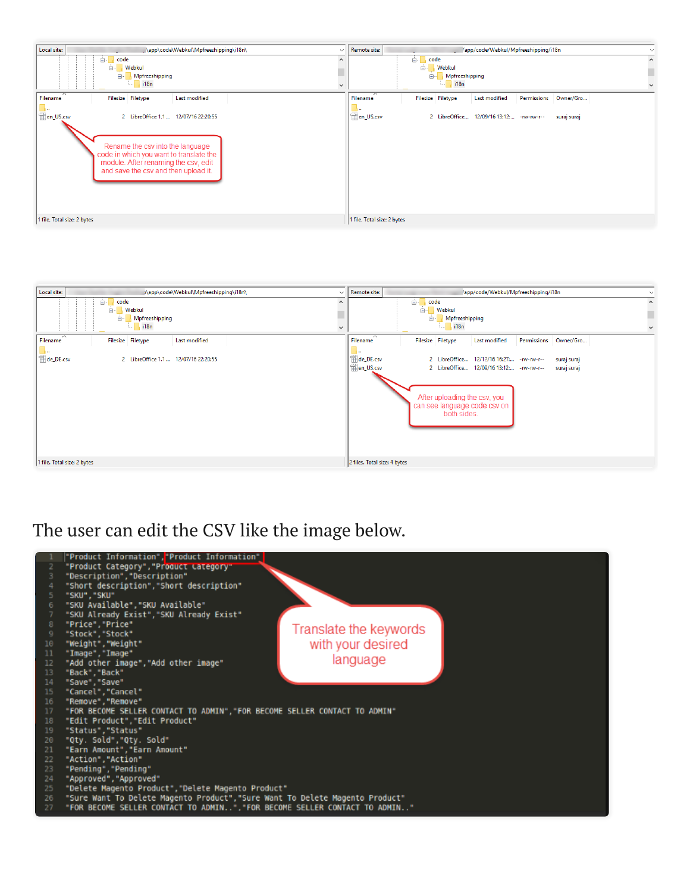The user can edit the CSV like the image below.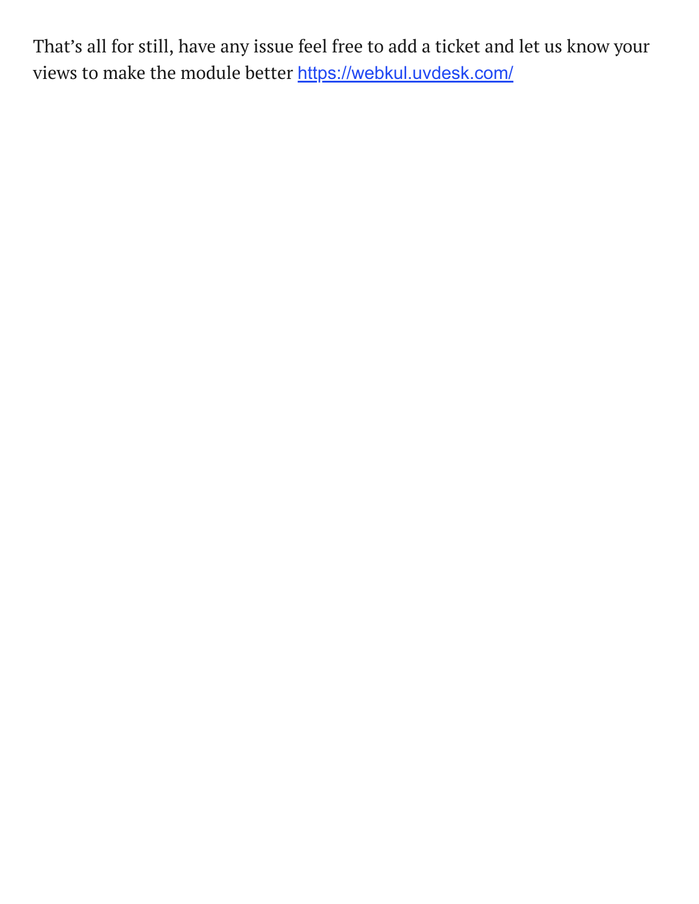That’s all for still, have any issue feel free to add a ticket and let us know your views to make the module better [https://webkul.uvdesk.com/](https://webkul.uvdesk.com/)